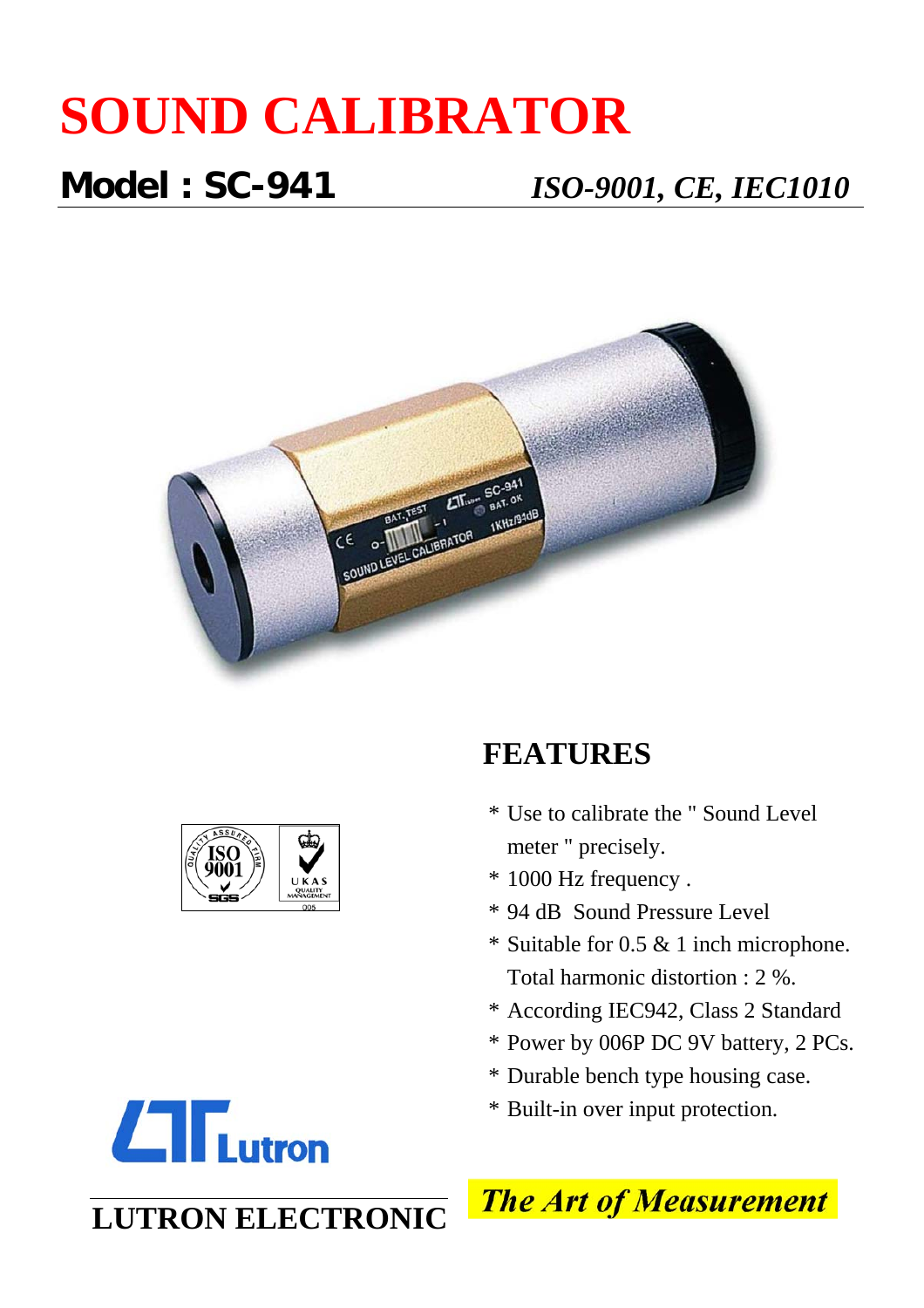# SOUND CALIBRATOR

## Model : SC-941

*ISO-9001, CE, IEC1010*

## FEATURES

* Use to calibrate the " Sound Level meter " precisely.
* 1000 Hz frequency .
* 94 dB Sound Pressure Level
* Suitable for 0.5 & 1 inch microphone. Total harmonic distortion : 2 %.
* According IEC942, Class 2 Standard
* Power by 006P DC 9V battery, 2 PCs.
* Durable bench type housing case.
* Built-in over input protection.

Lutron

**LUTRON ELECTRONIC**

***The Art of Measurement***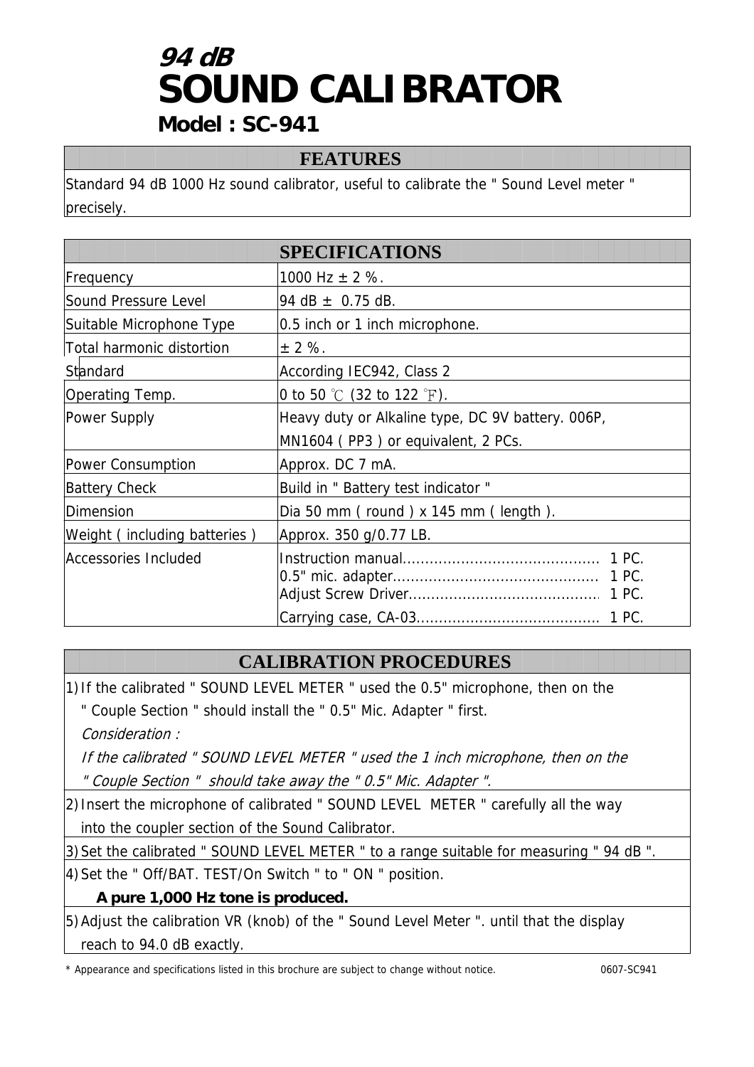***94 dB***

# SOUND CALIBRATOR

**Model : SC-941**

## FEATURES

Standard 94 dB 1000 Hz sound calibrator, useful to calibrate the " Sound Level meter " precisely.

## SPECIFICATIONS

| | |
|---|---|
| Frequency | 1000 Hz ± 2 %. |
| Sound Pressure Level | 94 dB ± 0.75 dB. |
| Suitable Microphone Type | 0.5 inch or 1 inch microphone. |
| Total harmonic distortion | ± 2 %. |
| Standard | According IEC942, Class 2 |
| Operating Temp. | 0 to 50 ℃ (32 to 122 ℉). |
| Power Supply | Heavy duty or Alkaline type, DC 9V battery. 006P, MN1604 ( PP3 ) or equivalent, 2 PCs. |
| Power Consumption | Approx. DC 7 mA. |
| Battery Check | Build in " Battery test indicator " |
| Dimension | Dia 50 mm ( round ) x 145 mm ( length ). |
| Weight ( including batteries ) | Approx. 350 g/0.77 LB. |
| Accessories Included | Instruction manual........................................... 1 PC.<br>0.5" mic. adapter............................................. 1 PC.<br>Adjust Screw Driver.......................................... 1 PC.<br>Carrying case, CA-03........................................ 1 PC. |

## CALIBRATION PROCEDURES

1) If the calibrated " SOUND LEVEL METER " used the 0.5" microphone, then on the " Couple Section " should install the " 0.5" Mic. Adapter " first.
   *Consideration :*
   *If the calibrated " SOUND LEVEL METER " used the 1 inch microphone, then on the " Couple Section " should take away the " 0.5" Mic. Adapter ".*
2) Insert the microphone of calibrated " SOUND LEVEL METER " carefully all the way into the coupler section of the Sound Calibrator.
3) Set the calibrated " SOUND LEVEL METER " to a range suitable for measuring " 94 dB ".
4) Set the " Off/BAT. TEST/On Switch " to " ON " position.
   **A pure 1,000 Hz tone is produced.**
5) Adjust the calibration VR (knob) of the " Sound Level Meter ". until that the display reach to 94.0 dB exactly.

* Appearance and specifications listed in this brochure are subject to change without notice. 0607-SC941